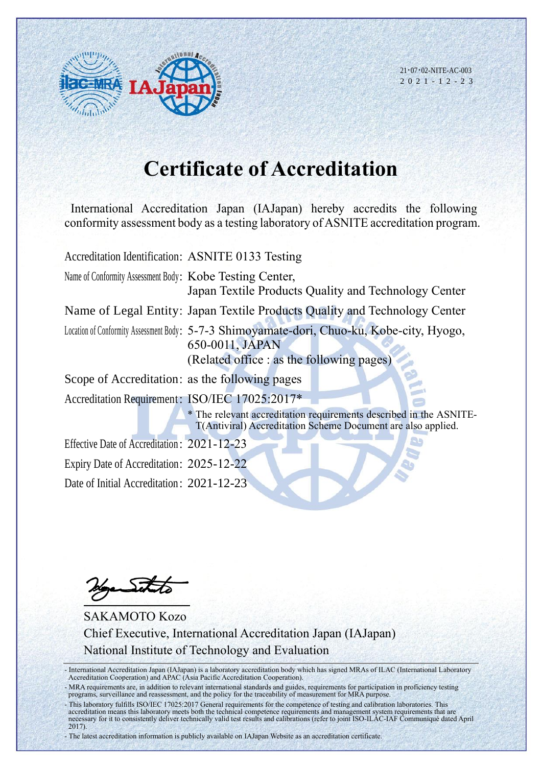21･07･02-NITE-AC-003
2 0 2 1 - 1 2 - 2 3

# Certificate of Accreditation

International Accreditation Japan (IAJapan) hereby accredits the following conformity assessment body as a testing laboratory of ASNITE accreditation program.

Accreditation Identification: ASNITE 0133 Testing

Name of Conformity Assessment Body: Kobe Testing Center, Japan Textile Products Quality and Technology Center

Name of Legal Entity: Japan Textile Products Quality and Technology Center

Location of Conformity Assessment Body: 5-7-3 Shimoyamate-dori, Chuo-ku, Kobe-city, Hyogo, 650-0011, JAPAN
(Related office : as the following pages)

Scope of Accreditation: as the following pages

Accreditation Requirement: ISO/IEC 17025:2017*
* The relevant accreditation requirements described in the ASNITE-T(Antiviral) Accreditation Scheme Document are also applied.

Effective Date of Accreditation: 2021-12-23

Expiry Date of Accreditation: 2025-12-22

Date of Initial Accreditation: 2021-12-23

SAKAMOTO Kozo
Chief Executive, International Accreditation Japan (IAJapan)
National Institute of Technology and Evaluation

- International Accreditation Japan (IAJapan) is a laboratory accreditation body which has signed MRAs of ILAC (International Laboratory Accreditation Cooperation) and APAC (Asia Pacific Accreditation Cooperation).
- MRA requirements are, in addition to relevant international standards and guides, requirements for participation in proficiency testing programs, surveillance and reassessment, and the policy for the traceability of measurement for MRA purpose.
- This laboratory fulfills ISO/IEC 17025:2017 General requirements for the competence of testing and calibration laboratories. This accreditation means this laboratory meets both the technical competence requirements and management system requirements that are necessary for it to consistently deliver technically valid test results and calibrations (refer to joint ISO-ILAC-IAF Communiqué dated April 2017).
- The latest accreditation information is publicly available on IAJapan Website as an accreditation certificate.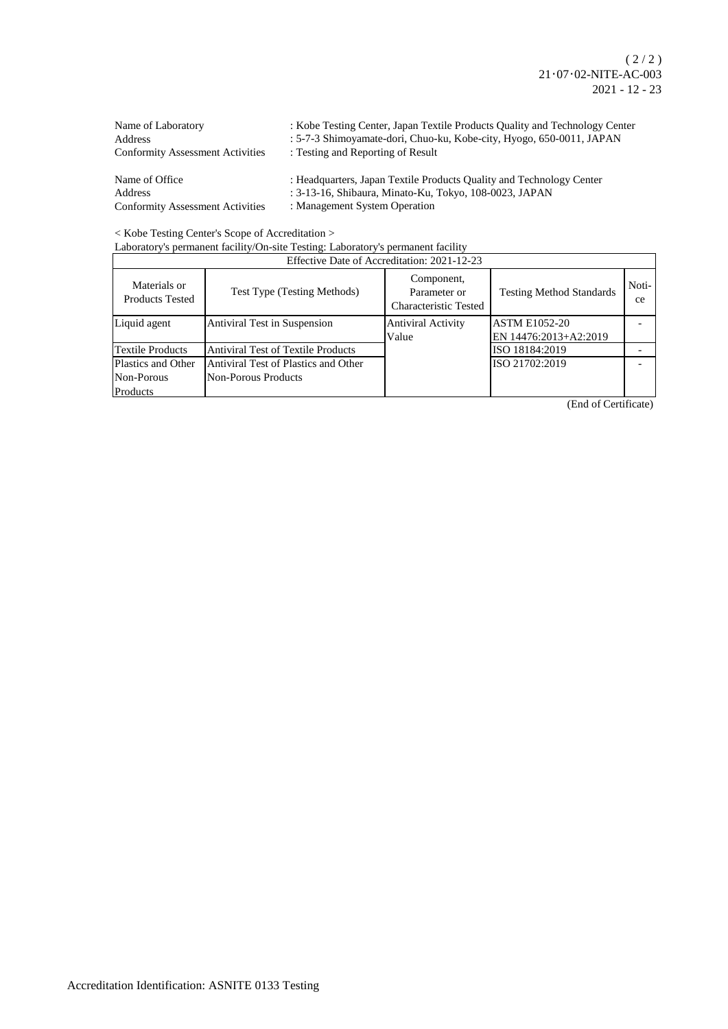21･07･02-NITE-AC-003
2021 - 12 - 23

| | |
|---|---|
| Name of Laboratory | : Kobe Testing Center, Japan Textile Products Quality and Technology Center |
| Address | : 5-7-3 Shimoyamate-dori, Chuo-ku, Kobe-city, Hyogo, 650-0011, JAPAN |
| Conformity Assessment Activities | : Testing and Reporting of Result |

| | |
|---|---|
| Name of Office | : Headquarters, Japan Textile Products Quality and Technology Center |
| Address | : 3-13-16, Shibaura, Minato-Ku, Tokyo, 108-0023, JAPAN |
| Conformity Assessment Activities | : Management System Operation |

< Kobe Testing Center's Scope of Accreditation >

Laboratory's permanent facility/On-site Testing: Laboratory's permanent facility

| Effective Date of Accreditation: 2021-12-23 | | | | |
|---|---|---|---|---|
| Materials or Products Tested | Test Type (Testing Methods) | Component, Parameter or Characteristic Tested | Testing Method Standards | Notice |
| Liquid agent | Antiviral Test in Suspension | Antiviral Activity Value | ASTM E1052-20<br>EN 14476:2013+A2:2019 | - |
| Textile Products | Antiviral Test of Textile Products | | ISO 18184:2019 | - |
| Plastics and Other Non-Porous Products | Antiviral Test of Plastics and Other Non-Porous Products | | ISO 21702:2019 | - |

(End of Certificate)

Accreditation Identification: ASNITE 0133 Testing